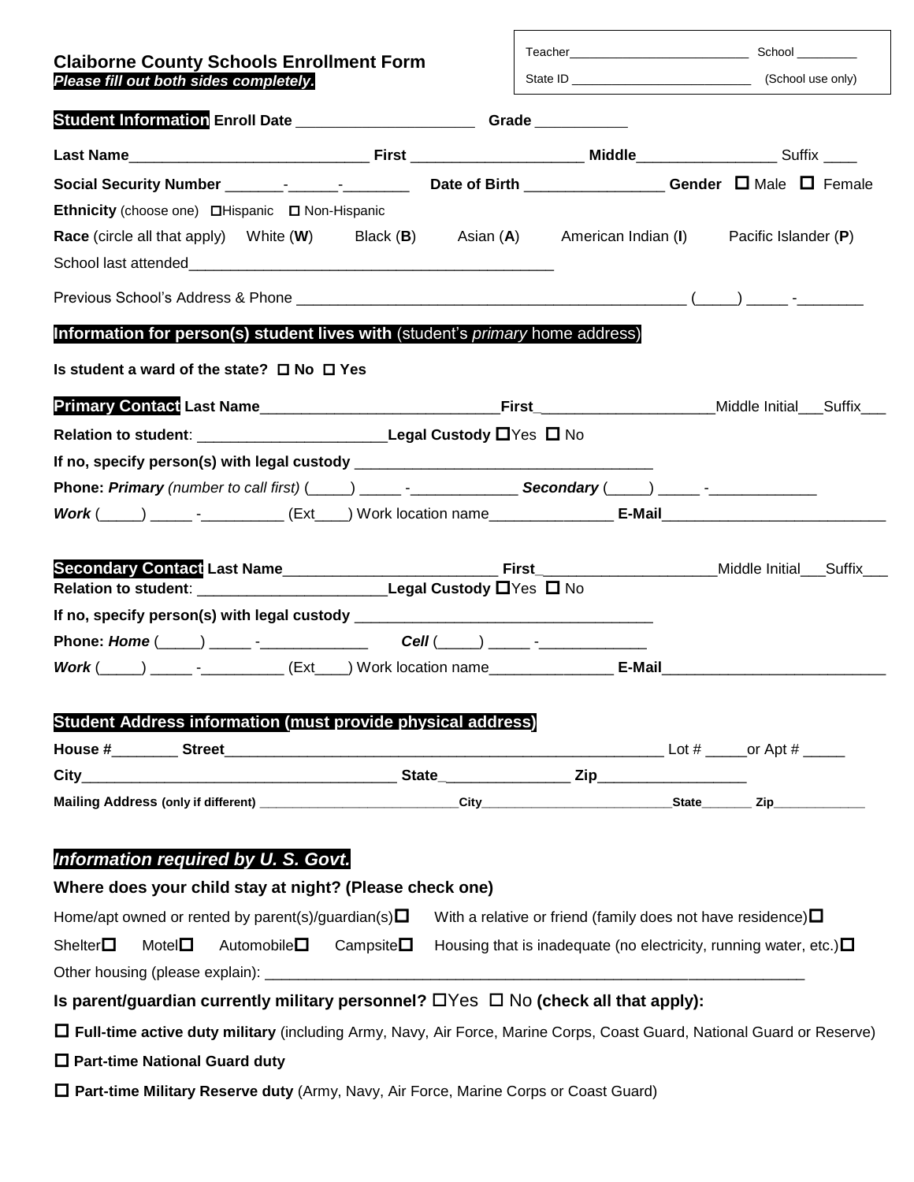Teacher________________________ School ________

State ID ________________________ (School use only)

## Claiborne County Schools Enrollment Form

***Please fill out both sides completely.***

**Student Information** **Enroll Date** ____________________ **Grade** __________

**Last Name**____________________________ **First** ____________________ **Middle**________________ Suffix ____

**Social Security Number** _______-______-________ **Date of Birth** ________________ **Gender** ☐ Male ☐ Female

**Ethnicity** (choose one) ☐Hispanic ☐ Non-Hispanic

**Race** (circle all that apply) White (**W**) Black (**B**) Asian (**A**) American Indian (**I**) Pacific Islander (**P**)

School last attended__________________________________________

Previous School's Address & Phone _____________________________________________ (_____) _____ -________

**Information for person(s) student lives with** (student's *primary* home address)

**Is student a ward of the state?** ☐ **No** ☐ **Yes**

**Primary Contact** **Last Name**____________________________**First**____________________Middle Initial___Suffix___

**Relation to student**: ______________________**Legal Custody** ☐Yes ☐ No

**If no, specify person(s) with legal custody** __________________________________

**Phone:** ***Primary*** *(number to call first)* (_____) _____ -_____________ ***Secondary*** (_____) _____ -_____________

***Work*** (_____) _____ -__________ (Ext____) Work location name______________ **E-Mail**__________________________

**Secondary Contact** **Last Name**_________________________ **First**____________________Middle Initial___Suffix___

**Relation to student**: ______________________**Legal Custody** ☐Yes ☐ No

**If no, specify person(s) with legal custody** __________________________________

**Phone:** ***Home*** (_____) _____ -_____________ ***Cell*** (_____) _____ -_____________

***Work*** (_____) _____ -__________ (Ext____) Work location name______________ **E-Mail**__________________________

**Student Address information (must provide physical address)**

**House #**________ **Street**____________________________________________________ Lot # _____or Apt # _____

**City**____________________________________ **State**_______________ **Zip**_________________

**Mailing Address (only if different)** ____________________________**City**____________________________**State**________ **Zip**_____________

### *Information required by U. S. Govt.*

**Where does your child stay at night? (Please check one)**

Home/apt owned or rented by parent(s)/guardian(s)☐ With a relative or friend (family does not have residence)☐

Shelter☐ Motel☐ Automobile☐ Campsite☐ Housing that is inadequate (no electricity, running water, etc.)☐

Other housing (please explain): ________________________________________________________________

**Is parent/guardian currently military personnel?** ☐Yes ☐ No **(check all that apply):**

☐ **Full-time active duty military** (including Army, Navy, Air Force, Marine Corps, Coast Guard, National Guard or Reserve)

☐ **Part-time National Guard duty**

☐ **Part-time Military Reserve duty** (Army, Navy, Air Force, Marine Corps or Coast Guard)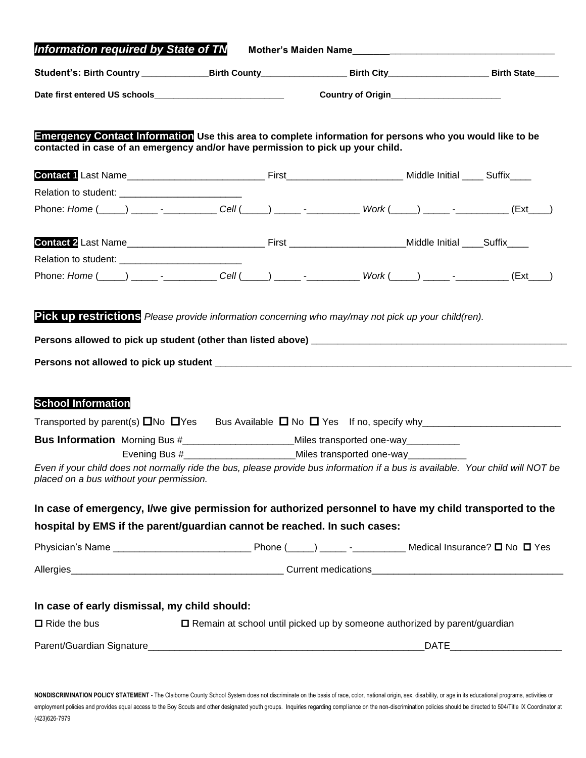**Information required by State of TN** **Mother's Maiden Name**________________________________________

**Student's: Birth Country** ______________**Birth County**__________________ **Birth City**_____________________ **Birth State**_____

**Date first entered US schools**___________________________ **Country of Origin**_______________________

**Emergency Contact Information** **Use this area to complete information for persons who you would like to be contacted in case of an emergency and/or have permission to pick up your child.**

**Contact 1** Last Name__________________________ First______________________ Middle Initial ____ Suffix____

Relation to student: _______________________

Phone: *Home* (_____) _____ -__________ *Cell* (_____) _____ -__________ *Work* (_____) _____ -__________ (Ext____)

**Contact 2** Last Name__________________________ First ______________________Middle Initial ____Suffix____

Relation to student: _______________________

Phone: *Home* (_____) _____ -__________ *Cell* (_____) _____ -__________ *Work* (_____) _____ -__________ (Ext____)

**Pick up restrictions** *Please provide information concerning who may/may not pick up your child(ren).*

**Persons allowed to pick up student (other than listed above)** ____________________________________________________

**Persons not allowed to pick up student** ________________________________________________________________________

**School Information**

Transported by parent(s) ☐No ☐Yes Bus Available ☐ No ☐ Yes If no, specify why__________________________

**Bus Information** Morning Bus #_____________________Miles transported one-way__________

Evening Bus #_____________________Miles transported one-way___________

*Even if your child does not normally ride the bus, please provide bus information if a bus is available. Your child will NOT be placed on a bus without your permission.*

**In case of emergency, I/we give permission for authorized personnel to have my child transported to the hospital by EMS if the parent/guardian cannot be reached. In such cases:**

Physician's Name __________________________ Phone (_____) _____ -__________ Medical Insurance? ☐ No ☐ Yes

Allergies________________________________________ Current medications____________________________________

**In case of early dismissal, my child should:**

☐ Ride the bus ☐ Remain at school until picked up by someone authorized by parent/guardian

Parent/Guardian Signature_______________________________________________________DATE_____________________

**NONDISCRIMINATION POLICY STATEMENT** - The Claiborne County School System does not discriminate on the basis of race, color, national origin, sex, disability, or age in its educational programs, activities or employment policies and provides equal access to the Boy Scouts and other designated youth groups. Inquiries regarding compliance on the non-discrimination policies should be directed to 504/Title IX Coordinator at (423)626-7979